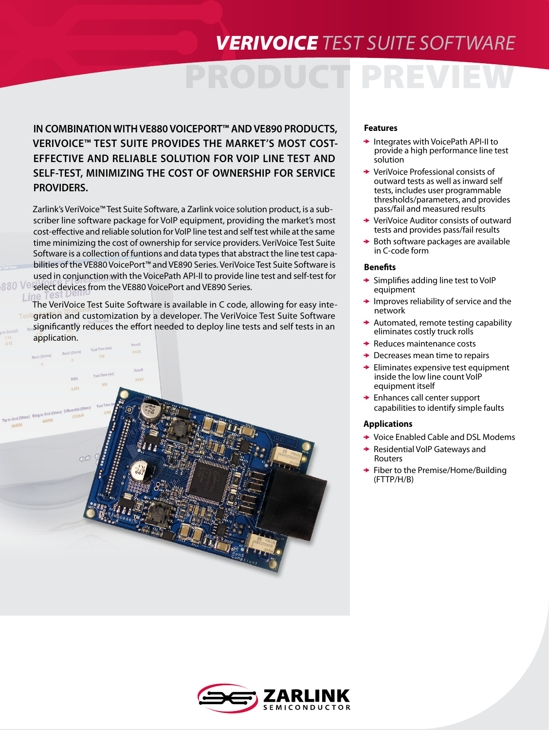# VERIVOICE TEST SUITE SOFTWARE

## PRODUCT PREVIEW

**IN COMBINATION WITH VE880 VOICEPORT™ AND VE890 PRODUCTS, VERIVOICE™ TEST SUITE PROVIDES THE MARKET'S MOST COST-EFFECTIVE AND RELIABLE SOLUTION FOR VOIP LINE TEST AND SELF-TEST, MINIMIZING THE COST OF OWNERSHIP FOR SERVICE PROVIDERS.**

Zarlink's VeriVoice™ Test Suite Software, a Zarlink voice solution product, is a subscriber line software package for VoIP equipment, providing the market's most cost-effective and reliable solution for VoIP line test and self test while at the same time minimizing the cost of ownership for service providers. VeriVoice Test Suite Software is a collection of funtions and data types that abstract the line test capabilities of the VE880 VoicePort™ and VE890 Series. VeriVoice Test Suite Software is used in conjunction with the VoicePath API-II to provide line test and self-test for select devices from the VE880 VoicePort and VE890 Series.

The VeriVoice Test Suite Software is available in C code, allowing for easy integration and customization by a developer. The VeriVoice Test Suite Software significantly reduces the effort needed to deploy line tests and self tests in an application.

### Features

- Integrates with VoicePath API-II to provide a high performance line test solution
- VeriVoice Professional consists of outward tests as well as inward self tests, includes user programmable thresholds/parameters, and provides pass/fail and measured results
- VeriVoice Auditor consists of outward tests and provides pass/fail results
- Both software packages are available in C-code form

### Benefits

- Simplifies adding line test to VoIP equipment
- Improves reliability of service and the network
- Automated, remote testing capability eliminates costly truck rolls
- Reduces maintenance costs
- Decreases mean time to repairs
- Eliminates expensive test equipment inside the low line count VoIP equipment itself
- Enhances call center support capabilities to identify simple faults

### Applications

- Voice Enabled Cable and DSL Modems
- Residential VoIP Gateways and Routers
- Fiber to the Premise/Home/Building (FTTP/H/B)

ZARLINK SEMICONDUCTOR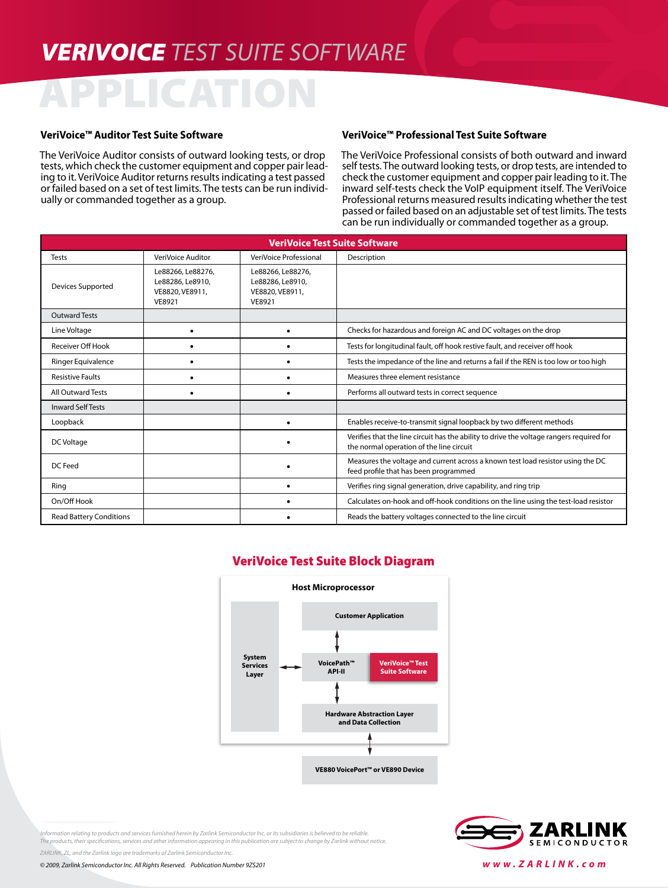# *VERIVOICE* TEST SUITE SOFTWARE

# APPLICATION

### VeriVoice™ Auditor Test Suite Software

The VeriVoice Auditor consists of outward looking tests, or drop tests, which check the customer equipment and copper pair leading to it. VeriVoice Auditor returns results indicating a test passed or failed based on a set of test limits. The tests can be run individually or commanded together as a group.

### VeriVoice™ Professional Test Suite Software

The VeriVoice Professional consists of both outward and inward self tests. The outward looking tests, or drop tests, are intended to check the customer equipment and copper pair leading to it. The inward self-tests check the VoIP equipment itself. The VeriVoice Professional returns measured results indicating whether the test passed or failed based on an adjustable set of test limits. The tests can be run individually or commanded together as a group.

**VeriVoice Test Suite Software**

| Tests | VeriVoice Auditor | VeriVoice Professional | Description |
|---|---|---|---|
| Devices Supported | Le88266, Le88276, Le88286, Le8910, VE8820, VE8911, VE8921 | Le88266, Le88276, Le88286, Le8910, VE8820, VE8911, VE8921 | |
| Outward Tests | | | |
| Line Voltage | • | • | Checks for hazardous and foreign AC and DC voltages on the drop |
| Receiver Off Hook | • | • | Tests for longitudinal fault, off hook restive fault, and receiver off hook |
| Ringer Equivalence | • | • | Tests the impedance of the line and returns a fail if the REN is too low or too high |
| Resistive Faults | • | • | Measures three element resistance |
| All Outward Tests | • | • | Performs all outward tests in correct sequence |
| Inward Self Tests | | | |
| Loopback | | • | Enables receive-to-transmit signal loopback by two different methods |
| DC Voltage | | • | Verifies that the line circuit has the ability to drive the voltage rangers required for the normal operation of the line circuit |
| DC Feed | | • | Measures the voltage and current across a known test load resistor using the DC feed profile that has been programmed |
| Ring | | • | Verifies ring signal generation, drive capability, and ring trip |
| On/Off Hook | | • | Calculates on-hook and off-hook conditions on the line using the test-load resistor |
| Read Battery Conditions | | • | Reads the battery voltages connected to the line circuit |

## VeriVoice Test Suite Block Diagram

Host Microprocessor

Customer Application

System Services Layer

VoicePath™ API-II

VeriVoice™ Test Suite Software

Hardware Abstraction Layer and Data Collection

VE880 VoicePort™ or VE890 Device

*Information relating to products and services furnished herein by Zarlink Semiconductor Inc. or its subsidiaries is believed to be reliable. The products, their specifications, services and other information appearing in this publication are subject to change by Zarlink without notice.*

*ZARLINK, ZL, and the Zarlink logo are trademarks of Zarlink Semiconductor Inc.*

*© 2009, Zarlink Semiconductor Inc. All Rights Reserved. Publication Number 9ZS201*

ZARLINK SEMICONDUCTOR

www.ZARLINK.com